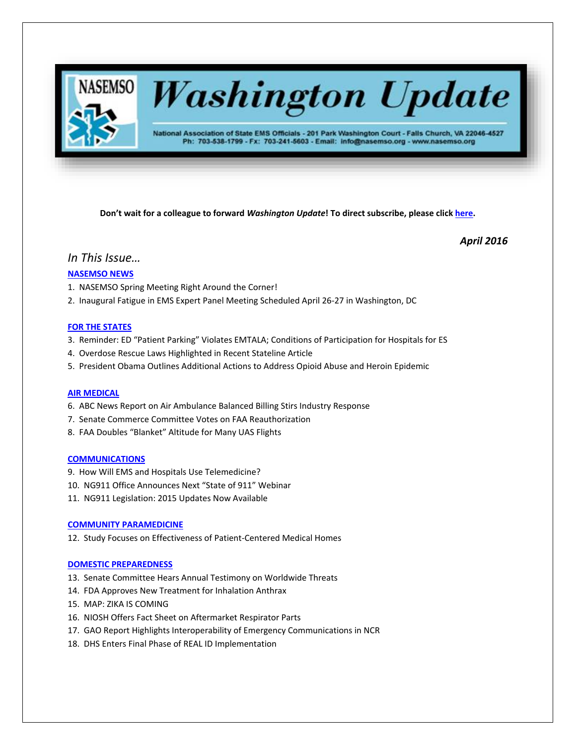# NASEMSO Washington Update

National Association of State EMS Officials - 201 Park Washington Court - Falls Church, VA 22046-4527
Ph: 703-538-1799 - Fx: 703-241-5603 - Email: info@nasemso.org - www.nasemso.org

**Don't wait for a colleague to forward *Washington Update*! To direct subscribe, please click here.**

***April 2016***

## *In This Issue…*

### NASEMSO NEWS

1. NASEMSO Spring Meeting Right Around the Corner!
2. Inaugural Fatigue in EMS Expert Panel Meeting Scheduled April 26-27 in Washington, DC

### FOR THE STATES

3. Reminder: ED "Patient Parking" Violates EMTALA; Conditions of Participation for Hospitals for ES
4. Overdose Rescue Laws Highlighted in Recent Stateline Article
5. President Obama Outlines Additional Actions to Address Opioid Abuse and Heroin Epidemic

### AIR MEDICAL

6. ABC News Report on Air Ambulance Balanced Billing Stirs Industry Response
7. Senate Commerce Committee Votes on FAA Reauthorization
8. FAA Doubles "Blanket" Altitude for Many UAS Flights

### COMMUNICATIONS

9. How Will EMS and Hospitals Use Telemedicine?
10. NG911 Office Announces Next "State of 911" Webinar
11. NG911 Legislation: 2015 Updates Now Available

### COMMUNITY PARAMEDICINE

12. Study Focuses on Effectiveness of Patient-Centered Medical Homes

### DOMESTIC PREPAREDNESS

13. Senate Committee Hears Annual Testimony on Worldwide Threats
14. FDA Approves New Treatment for Inhalation Anthrax
15. MAP: ZIKA IS COMING
16. NIOSH Offers Fact Sheet on Aftermarket Respirator Parts
17. GAO Report Highlights Interoperability of Emergency Communications in NCR
18. DHS Enters Final Phase of REAL ID Implementation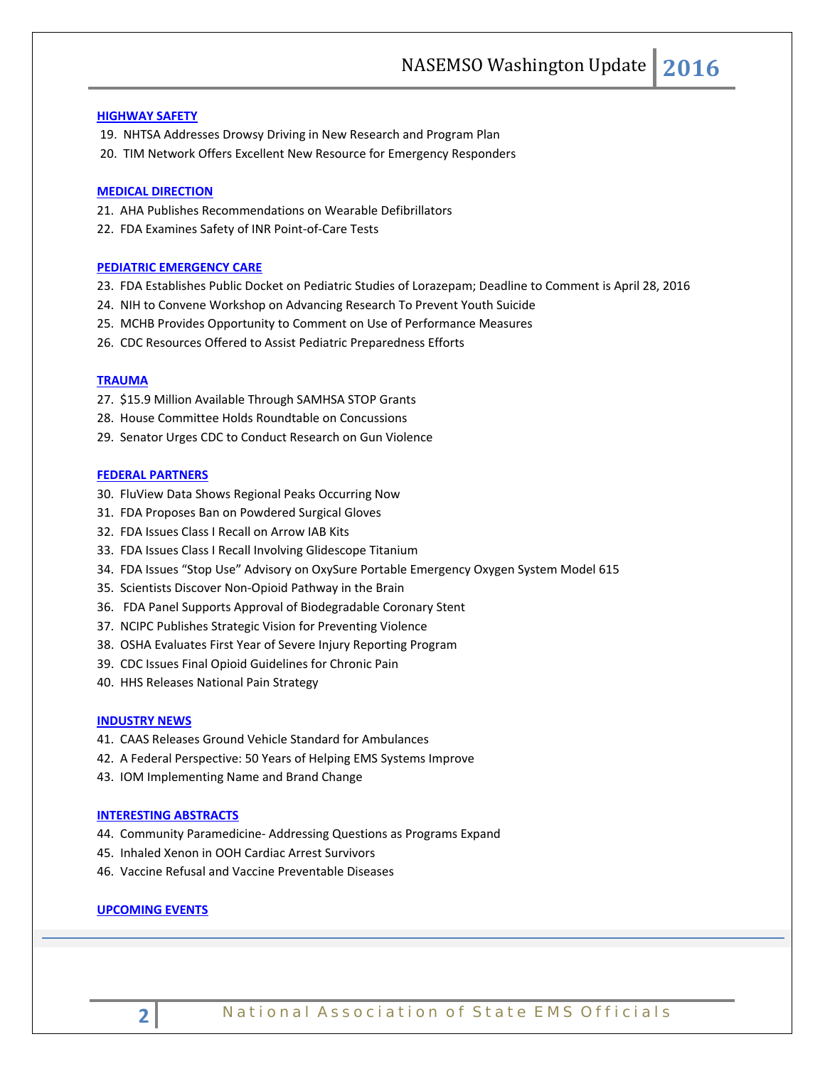**HIGHWAY SAFETY**

19. NHTSA Addresses Drowsy Driving in New Research and Program Plan
20. TIM Network Offers Excellent New Resource for Emergency Responders

**MEDICAL DIRECTION**

21. AHA Publishes Recommendations on Wearable Defibrillators
22. FDA Examines Safety of INR Point-of-Care Tests

**PEDIATRIC EMERGENCY CARE**

23. FDA Establishes Public Docket on Pediatric Studies of Lorazepam; Deadline to Comment is April 28, 2016
24. NIH to Convene Workshop on Advancing Research To Prevent Youth Suicide
25. MCHB Provides Opportunity to Comment on Use of Performance Measures
26. CDC Resources Offered to Assist Pediatric Preparedness Efforts

**TRAUMA**

27. $15.9 Million Available Through SAMHSA STOP Grants
28. House Committee Holds Roundtable on Concussions
29. Senator Urges CDC to Conduct Research on Gun Violence

**FEDERAL PARTNERS**

30. FluView Data Shows Regional Peaks Occurring Now
31. FDA Proposes Ban on Powdered Surgical Gloves
32. FDA Issues Class I Recall on Arrow IAB Kits
33. FDA Issues Class I Recall Involving Glidescope Titanium
34. FDA Issues "Stop Use" Advisory on OxySure Portable Emergency Oxygen System Model 615
35. Scientists Discover Non-Opioid Pathway in the Brain
36. FDA Panel Supports Approval of Biodegradable Coronary Stent
37. NCIPC Publishes Strategic Vision for Preventing Violence
38. OSHA Evaluates First Year of Severe Injury Reporting Program
39. CDC Issues Final Opioid Guidelines for Chronic Pain
40. HHS Releases National Pain Strategy

**INDUSTRY NEWS**

41. CAAS Releases Ground Vehicle Standard for Ambulances
42. A Federal Perspective: 50 Years of Helping EMS Systems Improve
43. IOM Implementing Name and Brand Change

**INTERESTING ABSTRACTS**

44. Community Paramedicine- Addressing Questions as Programs Expand
45. Inhaled Xenon in OOH Cardiac Arrest Survivors
46. Vaccine Refusal and Vaccine Preventable Diseases

**UPCOMING EVENTS**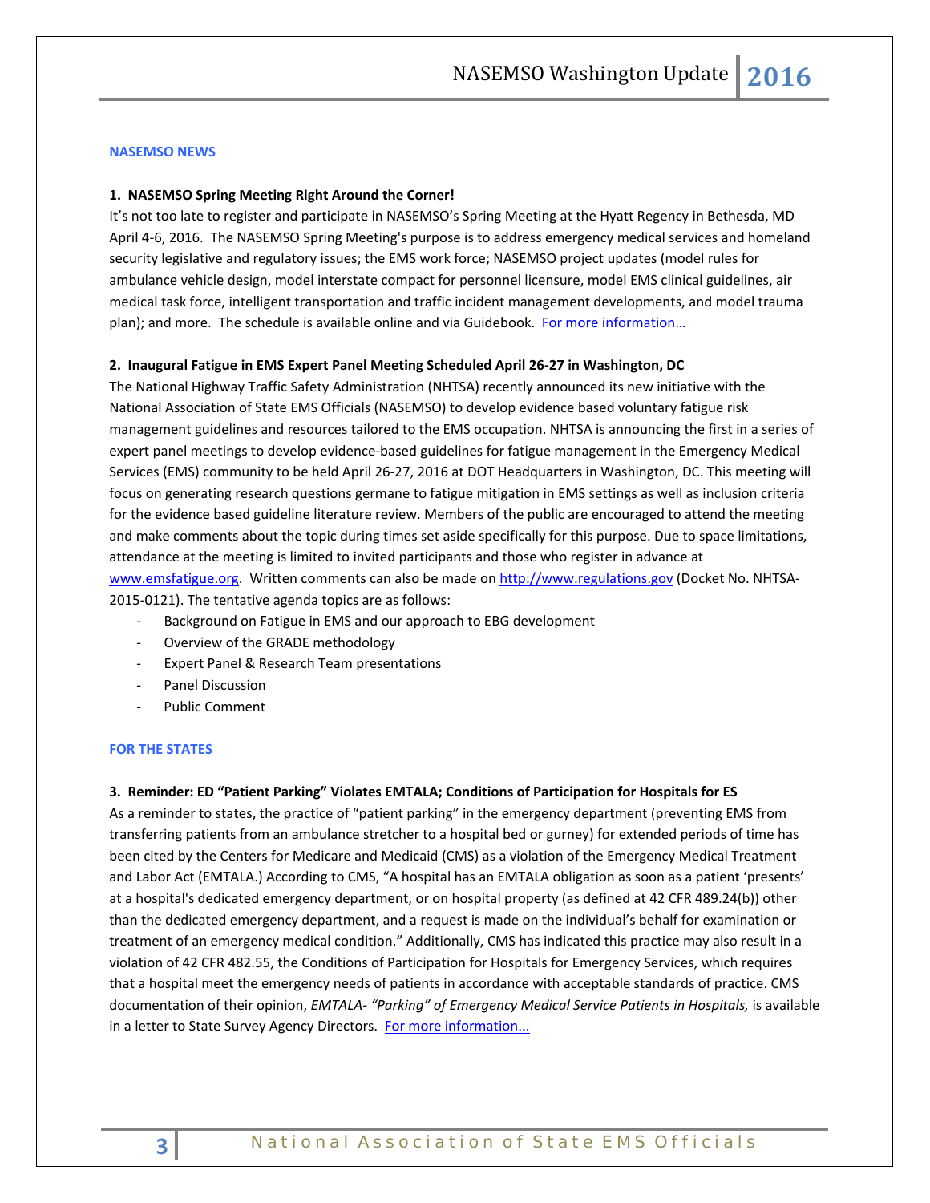## NASEMSO NEWS

### 1. NASEMSO Spring Meeting Right Around the Corner!

It's not too late to register and participate in NASEMSO's Spring Meeting at the Hyatt Regency in Bethesda, MD April 4-6, 2016. The NASEMSO Spring Meeting's purpose is to address emergency medical services and homeland security legislative and regulatory issues; the EMS work force; NASEMSO project updates (model rules for ambulance vehicle design, model interstate compact for personnel licensure, model EMS clinical guidelines, air medical task force, intelligent transportation and traffic incident management developments, and model trauma plan); and more. The schedule is available online and via Guidebook. [For more information…]()

### 2. Inaugural Fatigue in EMS Expert Panel Meeting Scheduled April 26-27 in Washington, DC

The National Highway Traffic Safety Administration (NHTSA) recently announced its new initiative with the National Association of State EMS Officials (NASEMSO) to develop evidence based voluntary fatigue risk management guidelines and resources tailored to the EMS occupation. NHTSA is announcing the first in a series of expert panel meetings to develop evidence-based guidelines for fatigue management in the Emergency Medical Services (EMS) community to be held April 26-27, 2016 at DOT Headquarters in Washington, DC. This meeting will focus on generating research questions germane to fatigue mitigation in EMS settings as well as inclusion criteria for the evidence based guideline literature review. Members of the public are encouraged to attend the meeting and make comments about the topic during times set aside specifically for this purpose. Due to space limitations, attendance at the meeting is limited to invited participants and those who register in advance at [www.emsfatigue.org](www.emsfatigue.org). Written comments can also be made on [http://www.regulations.gov](http://www.regulations.gov) (Docket No. NHTSA-2015-0121). The tentative agenda topics are as follows:

- Background on Fatigue in EMS and our approach to EBG development
- Overview of the GRADE methodology
- Expert Panel & Research Team presentations
- Panel Discussion
- Public Comment

## FOR THE STATES

### 3. Reminder: ED "Patient Parking" Violates EMTALA; Conditions of Participation for Hospitals for ES

As a reminder to states, the practice of "patient parking" in the emergency department (preventing EMS from transferring patients from an ambulance stretcher to a hospital bed or gurney) for extended periods of time has been cited by the Centers for Medicare and Medicaid (CMS) as a violation of the Emergency Medical Treatment and Labor Act (EMTALA.) According to CMS, "A hospital has an EMTALA obligation as soon as a patient 'presents' at a hospital's dedicated emergency department, or on hospital property (as defined at 42 CFR 489.24(b)) other than the dedicated emergency department, and a request is made on the individual's behalf for examination or treatment of an emergency medical condition." Additionally, CMS has indicated this practice may also result in a violation of 42 CFR 482.55, the Conditions of Participation for Hospitals for Emergency Services, which requires that a hospital meet the emergency needs of patients in accordance with acceptable standards of practice. CMS documentation of their opinion, *EMTALA- "Parking" of Emergency Medical Service Patients in Hospitals,* is available in a letter to State Survey Agency Directors. [For more information...]()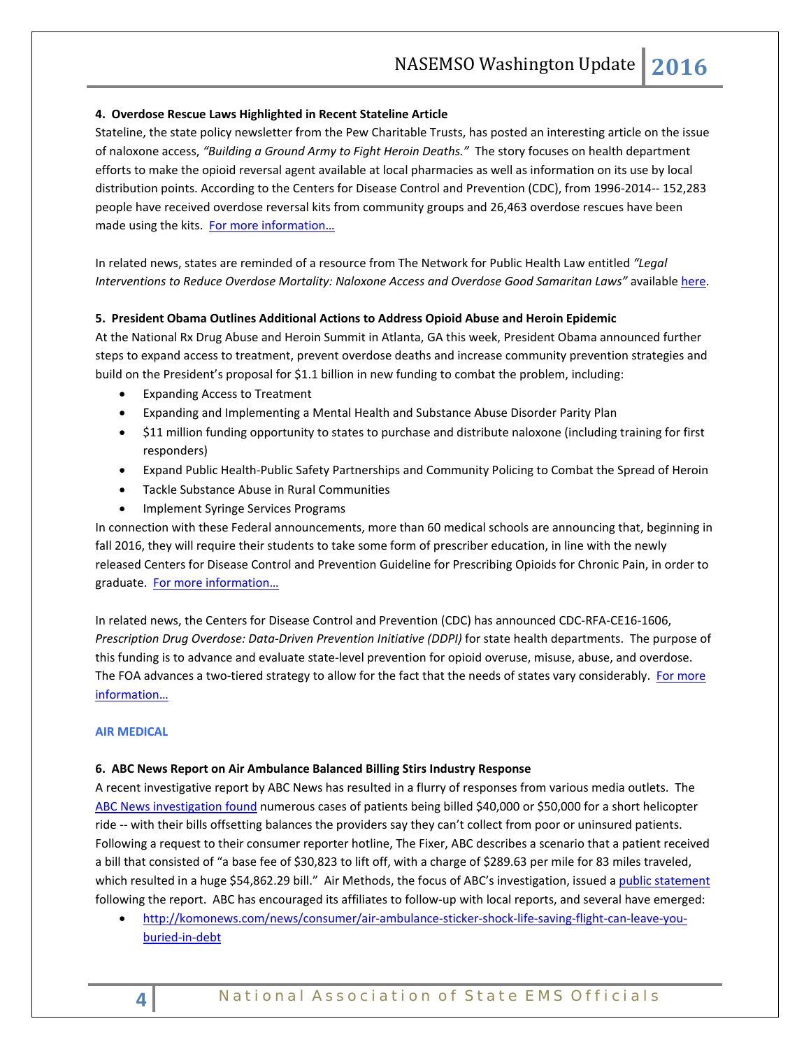**4. Overdose Rescue Laws Highlighted in Recent Stateline Article**

Stateline, the state policy newsletter from the Pew Charitable Trusts, has posted an interesting article on the issue of naloxone access, *"Building a Ground Army to Fight Heroin Deaths."* The story focuses on health department efforts to make the opioid reversal agent available at local pharmacies as well as information on its use by local distribution points. According to the Centers for Disease Control and Prevention (CDC), from 1996-2014-- 152,283 people have received overdose reversal kits from community groups and 26,463 overdose rescues have been made using the kits. For more information…

In related news, states are reminded of a resource from The Network for Public Health Law entitled *"Legal Interventions to Reduce Overdose Mortality: Naloxone Access and Overdose Good Samaritan Laws"* available here.

**5. President Obama Outlines Additional Actions to Address Opioid Abuse and Heroin Epidemic**

At the National Rx Drug Abuse and Heroin Summit in Atlanta, GA this week, President Obama announced further steps to expand access to treatment, prevent overdose deaths and increase community prevention strategies and build on the President's proposal for $1.1 billion in new funding to combat the problem, including:

- Expanding Access to Treatment
- Expanding and Implementing a Mental Health and Substance Abuse Disorder Parity Plan
- $11 million funding opportunity to states to purchase and distribute naloxone (including training for first responders)
- Expand Public Health-Public Safety Partnerships and Community Policing to Combat the Spread of Heroin
- Tackle Substance Abuse in Rural Communities
- Implement Syringe Services Programs

In connection with these Federal announcements, more than 60 medical schools are announcing that, beginning in fall 2016, they will require their students to take some form of prescriber education, in line with the newly released Centers for Disease Control and Prevention Guideline for Prescribing Opioids for Chronic Pain, in order to graduate. For more information…

In related news, the Centers for Disease Control and Prevention (CDC) has announced CDC-RFA-CE16-1606, *Prescription Drug Overdose: Data-Driven Prevention Initiative (DDPI)* for state health departments. The purpose of this funding is to advance and evaluate state-level prevention for opioid overuse, misuse, abuse, and overdose. The FOA advances a two-tiered strategy to allow for the fact that the needs of states vary considerably. For more information…

**AIR MEDICAL**

**6. ABC News Report on Air Ambulance Balanced Billing Stirs Industry Response**

A recent investigative report by ABC News has resulted in a flurry of responses from various media outlets. The ABC News investigation found numerous cases of patients being billed $40,000 or $50,000 for a short helicopter ride -- with their bills offsetting balances the providers say they can't collect from poor or uninsured patients. Following a request to their consumer reporter hotline, The Fixer, ABC describes a scenario that a patient received a bill that consisted of "a base fee of $30,823 to lift off, with a charge of $289.63 per mile for 83 miles traveled, which resulted in a huge $54,862.29 bill." Air Methods, the focus of ABC's investigation, issued a public statement following the report. ABC has encouraged its affiliates to follow-up with local reports, and several have emerged:

- http://komonews.com/news/consumer/air-ambulance-sticker-shock-life-saving-flight-can-leave-you-buried-in-debt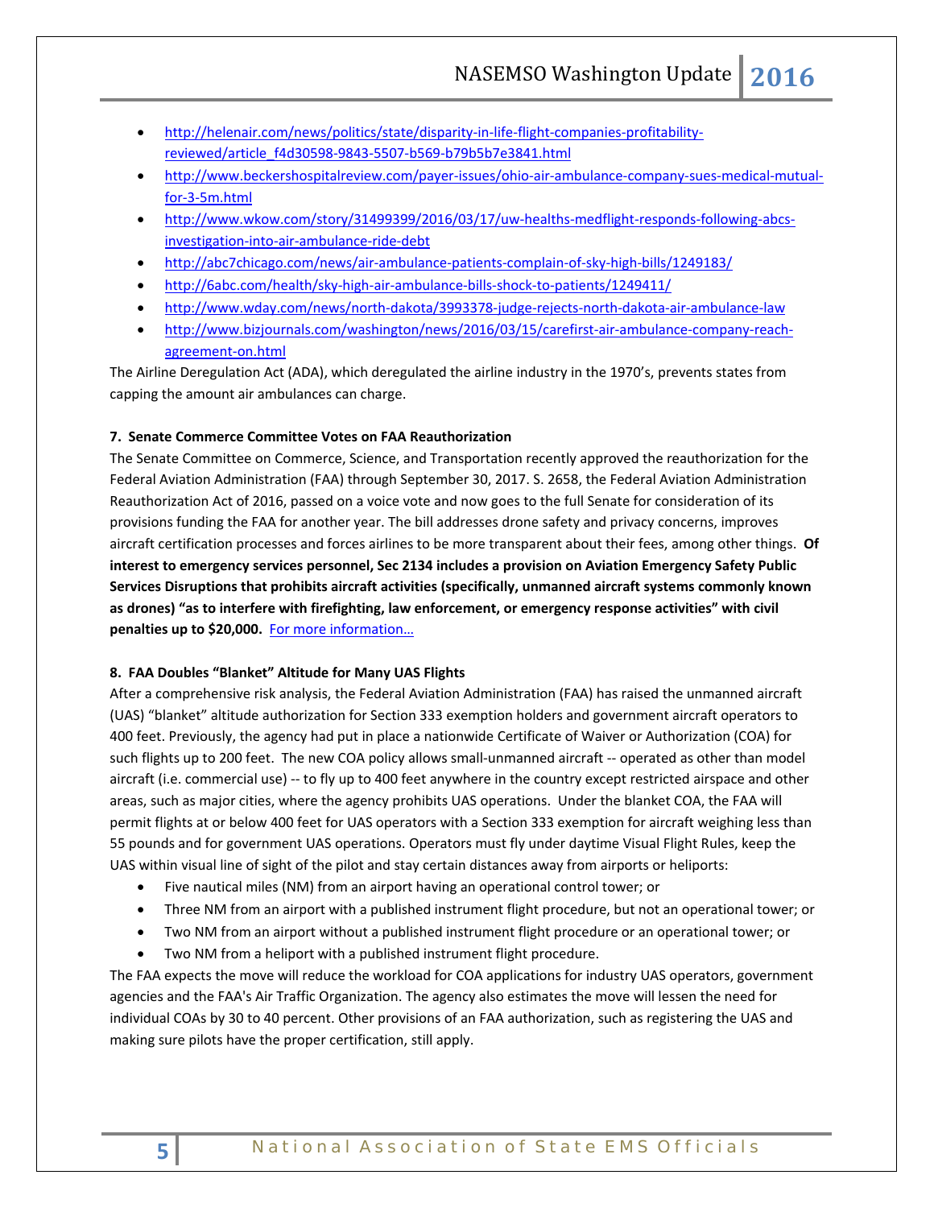- http://helenair.com/news/politics/state/disparity-in-life-flight-companies-profitability-reviewed/article_f4d30598-9843-5507-b569-b79b5b7e3841.html
- http://www.beckershospitalreview.com/payer-issues/ohio-air-ambulance-company-sues-medical-mutual-for-3-5m.html
- http://www.wkow.com/story/31499399/2016/03/17/uw-healths-medflight-responds-following-abcs-investigation-into-air-ambulance-ride-debt
- http://abc7chicago.com/news/air-ambulance-patients-complain-of-sky-high-bills/1249183/
- http://6abc.com/health/sky-high-air-ambulance-bills-shock-to-patients/1249411/
- http://www.wday.com/news/north-dakota/3993378-judge-rejects-north-dakota-air-ambulance-law
- http://www.bizjournals.com/washington/news/2016/03/15/carefirst-air-ambulance-company-reach-agreement-on.html

The Airline Deregulation Act (ADA), which deregulated the airline industry in the 1970's, prevents states from capping the amount air ambulances can charge.

**7. Senate Commerce Committee Votes on FAA Reauthorization**

The Senate Committee on Commerce, Science, and Transportation recently approved the reauthorization for the Federal Aviation Administration (FAA) through September 30, 2017. S. 2658, the Federal Aviation Administration Reauthorization Act of 2016, passed on a voice vote and now goes to the full Senate for consideration of its provisions funding the FAA for another year. The bill addresses drone safety and privacy concerns, improves aircraft certification processes and forces airlines to be more transparent about their fees, among other things. **Of interest to emergency services personnel, Sec 2134 includes a provision on Aviation Emergency Safety Public Services Disruptions that prohibits aircraft activities (specifically, unmanned aircraft systems commonly known as drones) "as to interfere with firefighting, law enforcement, or emergency response activities" with civil penalties up to $20,000.** For more information…

**8. FAA Doubles "Blanket" Altitude for Many UAS Flights**

After a comprehensive risk analysis, the Federal Aviation Administration (FAA) has raised the unmanned aircraft (UAS) "blanket" altitude authorization for Section 333 exemption holders and government aircraft operators to 400 feet. Previously, the agency had put in place a nationwide Certificate of Waiver or Authorization (COA) for such flights up to 200 feet. The new COA policy allows small-unmanned aircraft -- operated as other than model aircraft (i.e. commercial use) -- to fly up to 400 feet anywhere in the country except restricted airspace and other areas, such as major cities, where the agency prohibits UAS operations. Under the blanket COA, the FAA will permit flights at or below 400 feet for UAS operators with a Section 333 exemption for aircraft weighing less than 55 pounds and for government UAS operations. Operators must fly under daytime Visual Flight Rules, keep the UAS within visual line of sight of the pilot and stay certain distances away from airports or heliports:

- Five nautical miles (NM) from an airport having an operational control tower; or
- Three NM from an airport with a published instrument flight procedure, but not an operational tower; or
- Two NM from an airport without a published instrument flight procedure or an operational tower; or
- Two NM from a heliport with a published instrument flight procedure.

The FAA expects the move will reduce the workload for COA applications for industry UAS operators, government agencies and the FAA's Air Traffic Organization. The agency also estimates the move will lessen the need for individual COAs by 30 to 40 percent. Other provisions of an FAA authorization, such as registering the UAS and making sure pilots have the proper certification, still apply.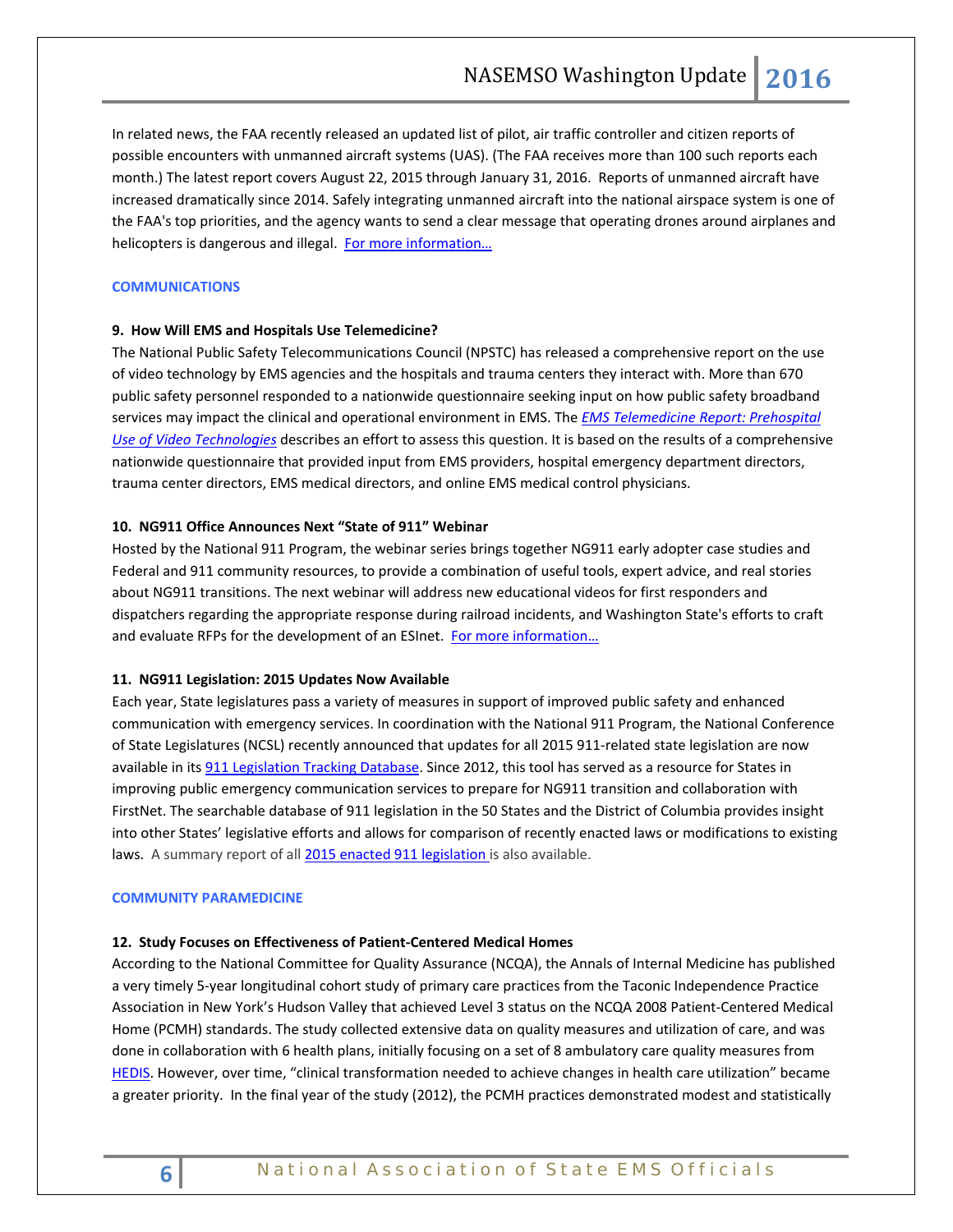In related news, the FAA recently released an updated list of pilot, air traffic controller and citizen reports of possible encounters with unmanned aircraft systems (UAS). (The FAA receives more than 100 such reports each month.) The latest report covers August 22, 2015 through January 31, 2016. Reports of unmanned aircraft have increased dramatically since 2014. Safely integrating unmanned aircraft into the national airspace system is one of the FAA's top priorities, and the agency wants to send a clear message that operating drones around airplanes and helicopters is dangerous and illegal. [For more information…]

## COMMUNICATIONS

### 9. How Will EMS and Hospitals Use Telemedicine?

The National Public Safety Telecommunications Council (NPSTC) has released a comprehensive report on the use of video technology by EMS agencies and the hospitals and trauma centers they interact with. More than 670 public safety personnel responded to a nationwide questionnaire seeking input on how public safety broadband services may impact the clinical and operational environment in EMS. The *EMS Telemedicine Report: Prehospital Use of Video Technologies* describes an effort to assess this question. It is based on the results of a comprehensive nationwide questionnaire that provided input from EMS providers, hospital emergency department directors, trauma center directors, EMS medical directors, and online EMS medical control physicians.

### 10. NG911 Office Announces Next "State of 911" Webinar

Hosted by the National 911 Program, the webinar series brings together NG911 early adopter case studies and Federal and 911 community resources, to provide a combination of useful tools, expert advice, and real stories about NG911 transitions. The next webinar will address new educational videos for first responders and dispatchers regarding the appropriate response during railroad incidents, and Washington State's efforts to craft and evaluate RFPs for the development of an ESInet. [For more information…]

### 11. NG911 Legislation: 2015 Updates Now Available

Each year, State legislatures pass a variety of measures in support of improved public safety and enhanced communication with emergency services. In coordination with the National 911 Program, the National Conference of State Legislatures (NCSL) recently announced that updates for all 2015 911-related state legislation are now available in its 911 Legislation Tracking Database. Since 2012, this tool has served as a resource for States in improving public emergency communication services to prepare for NG911 transition and collaboration with FirstNet. The searchable database of 911 legislation in the 50 States and the District of Columbia provides insight into other States' legislative efforts and allows for comparison of recently enacted laws or modifications to existing laws. A summary report of all 2015 enacted 911 legislation is also available.

## COMMUNITY PARAMEDICINE

### 12. Study Focuses on Effectiveness of Patient-Centered Medical Homes

According to the National Committee for Quality Assurance (NCQA), the Annals of Internal Medicine has published a very timely 5-year longitudinal cohort study of primary care practices from the Taconic Independence Practice Association in New York's Hudson Valley that achieved Level 3 status on the NCQA 2008 Patient-Centered Medical Home (PCMH) standards. The study collected extensive data on quality measures and utilization of care, and was done in collaboration with 6 health plans, initially focusing on a set of 8 ambulatory care quality measures from HEDIS. However, over time, "clinical transformation needed to achieve changes in health care utilization" became a greater priority. In the final year of the study (2012), the PCMH practices demonstrated modest and statistically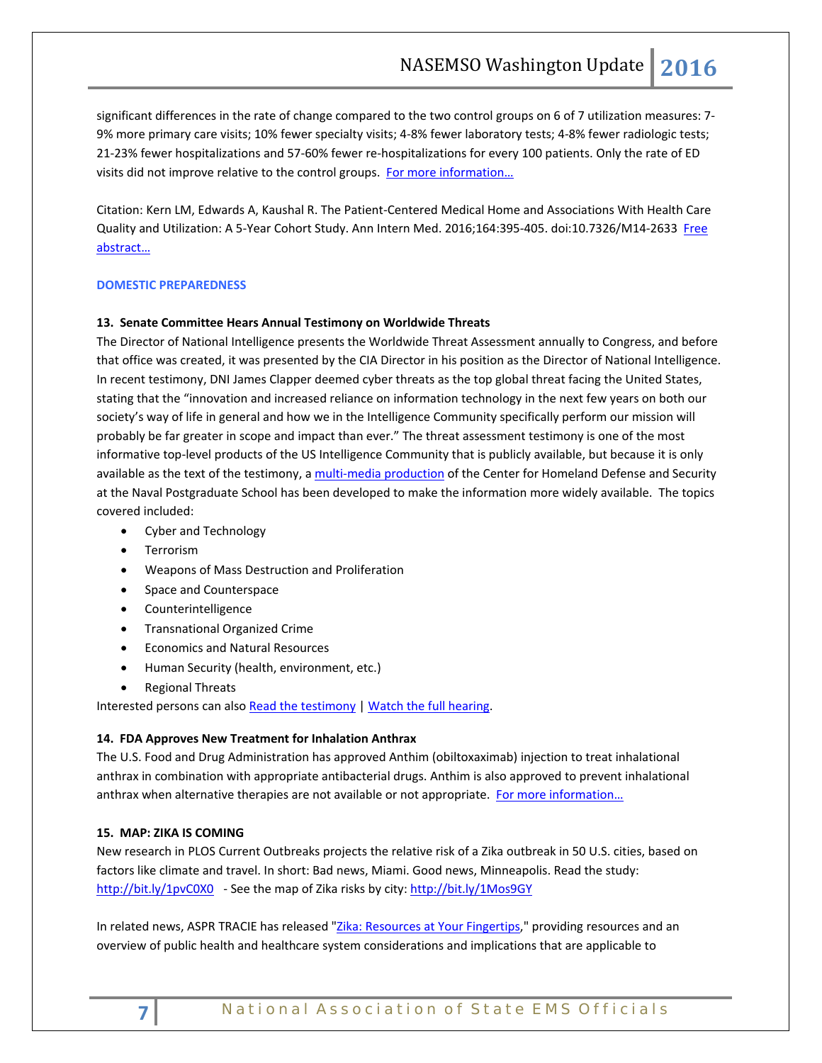significant differences in the rate of change compared to the two control groups on 6 of 7 utilization measures: 7-9% more primary care visits; 10% fewer specialty visits; 4-8% fewer laboratory tests; 4-8% fewer radiologic tests; 21-23% fewer hospitalizations and 57-60% fewer re-hospitalizations for every 100 patients. Only the rate of ED visits did not improve relative to the control groups. [For more information…]

Citation: Kern LM, Edwards A, Kaushal R. The Patient-Centered Medical Home and Associations With Health Care Quality and Utilization: A 5-Year Cohort Study. Ann Intern Med. 2016;164:395-405. doi:10.7326/M14-2633 [Free abstract…]

## DOMESTIC PREPAREDNESS

### 13. Senate Committee Hears Annual Testimony on Worldwide Threats

The Director of National Intelligence presents the Worldwide Threat Assessment annually to Congress, and before that office was created, it was presented by the CIA Director in his position as the Director of National Intelligence. In recent testimony, DNI James Clapper deemed cyber threats as the top global threat facing the United States, stating that the "innovation and increased reliance on information technology in the next few years on both our society's way of life in general and how we in the Intelligence Community specifically perform our mission will probably be far greater in scope and impact than ever." The threat assessment testimony is one of the most informative top-level products of the US Intelligence Community that is publicly available, but because it is only available as the text of the testimony, a [multi-media production] of the Center for Homeland Defense and Security at the Naval Postgraduate School has been developed to make the information more widely available. The topics covered included:

- Cyber and Technology
- Terrorism
- Weapons of Mass Destruction and Proliferation
- Space and Counterspace
- Counterintelligence
- Transnational Organized Crime
- Economics and Natural Resources
- Human Security (health, environment, etc.)
- Regional Threats

Interested persons can also [Read the testimony] | [Watch the full hearing].

### 14. FDA Approves New Treatment for Inhalation Anthrax

The U.S. Food and Drug Administration has approved Anthim (obiltoxaximab) injection to treat inhalational anthrax in combination with appropriate antibacterial drugs. Anthim is also approved to prevent inhalational anthrax when alternative therapies are not available or not appropriate. [For more information…]

### 15. MAP: ZIKA IS COMING

New research in PLOS Current Outbreaks projects the relative risk of a Zika outbreak in 50 U.S. cities, based on factors like climate and travel. In short: Bad news, Miami. Good news, Minneapolis. Read the study: http://bit.ly/1pvC0X0 - See the map of Zika risks by city: http://bit.ly/1Mos9GY

In related news, ASPR TRACIE has released "[Zika: Resources at Your Fingertips]," providing resources and an overview of public health and healthcare system considerations and implications that are applicable to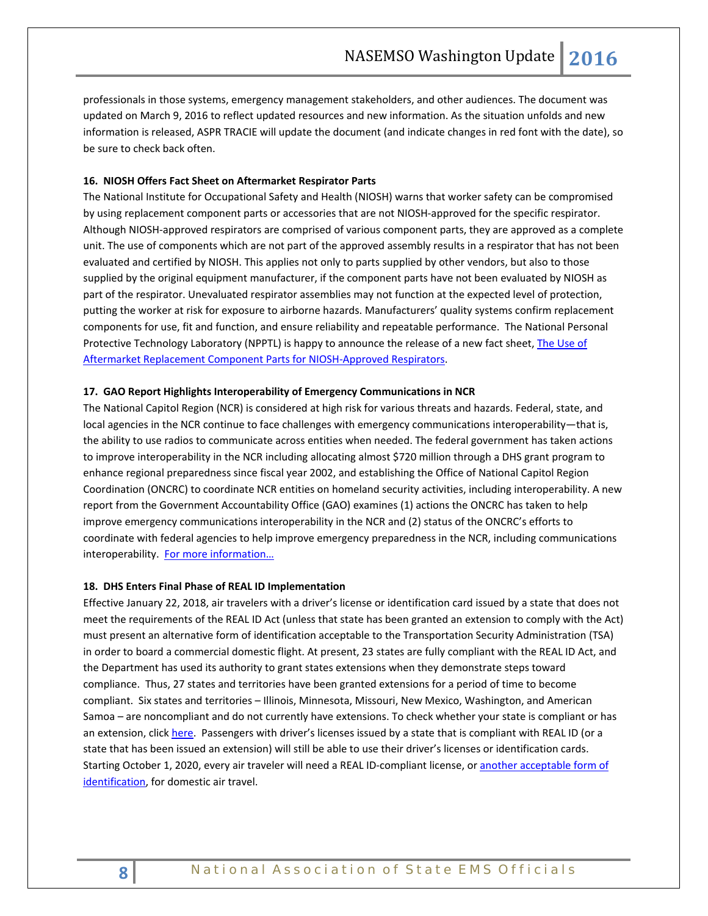professionals in those systems, emergency management stakeholders, and other audiences. The document was updated on March 9, 2016 to reflect updated resources and new information. As the situation unfolds and new information is released, ASPR TRACIE will update the document (and indicate changes in red font with the date), so be sure to check back often.

### 16. NIOSH Offers Fact Sheet on Aftermarket Respirator Parts

The National Institute for Occupational Safety and Health (NIOSH) warns that worker safety can be compromised by using replacement component parts or accessories that are not NIOSH-approved for the specific respirator. Although NIOSH-approved respirators are comprised of various component parts, they are approved as a complete unit. The use of components which are not part of the approved assembly results in a respirator that has not been evaluated and certified by NIOSH. This applies not only to parts supplied by other vendors, but also to those supplied by the original equipment manufacturer, if the component parts have not been evaluated by NIOSH as part of the respirator. Unevaluated respirator assemblies may not function at the expected level of protection, putting the worker at risk for exposure to airborne hazards. Manufacturers' quality systems confirm replacement components for use, fit and function, and ensure reliability and repeatable performance. The National Personal Protective Technology Laboratory (NPPTL) is happy to announce the release of a new fact sheet, [The Use of Aftermarket Replacement Component Parts for NIOSH-Approved Respirators]().

### 17. GAO Report Highlights Interoperability of Emergency Communications in NCR

The National Capitol Region (NCR) is considered at high risk for various threats and hazards. Federal, state, and local agencies in the NCR continue to face challenges with emergency communications interoperability—that is, the ability to use radios to communicate across entities when needed. The federal government has taken actions to improve interoperability in the NCR including allocating almost $720 million through a DHS grant program to enhance regional preparedness since fiscal year 2002, and establishing the Office of National Capitol Region Coordination (ONCRC) to coordinate NCR entities on homeland security activities, including interoperability. A new report from the Government Accountability Office (GAO) examines (1) actions the ONCRC has taken to help improve emergency communications interoperability in the NCR and (2) status of the ONCRC's efforts to coordinate with federal agencies to help improve emergency preparedness in the NCR, including communications interoperability. [For more information…]()

### 18. DHS Enters Final Phase of REAL ID Implementation

Effective January 22, 2018, air travelers with a driver's license or identification card issued by a state that does not meet the requirements of the REAL ID Act (unless that state has been granted an extension to comply with the Act) must present an alternative form of identification acceptable to the Transportation Security Administration (TSA) in order to board a commercial domestic flight. At present, 23 states are fully compliant with the REAL ID Act, and the Department has used its authority to grant states extensions when they demonstrate steps toward compliance. Thus, 27 states and territories have been granted extensions for a period of time to become compliant. Six states and territories – Illinois, Minnesota, Missouri, New Mexico, Washington, and American Samoa – are noncompliant and do not currently have extensions. To check whether your state is compliant or has an extension, click [here](). Passengers with driver's licenses issued by a state that is compliant with REAL ID (or a state that has been issued an extension) will still be able to use their driver's licenses or identification cards. Starting October 1, 2020, every air traveler will need a REAL ID-compliant license, or [another acceptable form of identification](), for domestic air travel.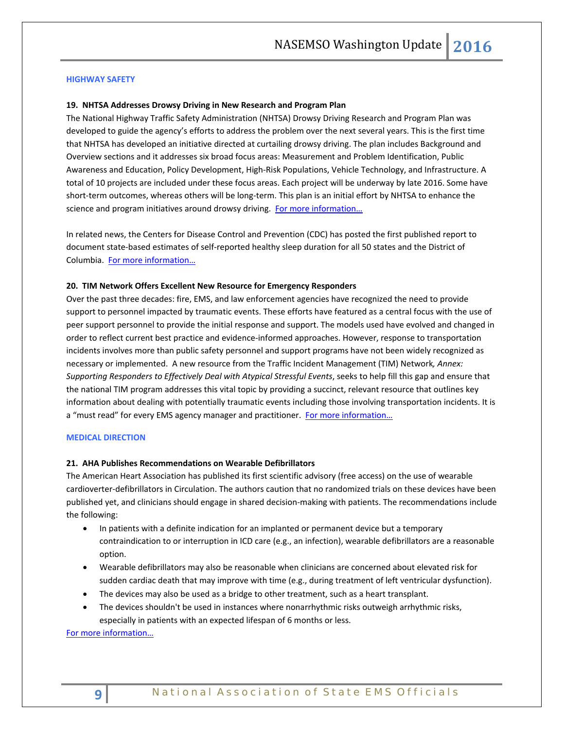## HIGHWAY SAFETY

### 19. NHTSA Addresses Drowsy Driving in New Research and Program Plan

The National Highway Traffic Safety Administration (NHTSA) Drowsy Driving Research and Program Plan was developed to guide the agency's efforts to address the problem over the next several years. This is the first time that NHTSA has developed an initiative directed at curtailing drowsy driving. The plan includes Background and Overview sections and it addresses six broad focus areas: Measurement and Problem Identification, Public Awareness and Education, Policy Development, High-Risk Populations, Vehicle Technology, and Infrastructure. A total of 10 projects are included under these focus areas. Each project will be underway by late 2016. Some have short-term outcomes, whereas others will be long-term. This plan is an initial effort by NHTSA to enhance the science and program initiatives around drowsy driving. For more information…

In related news, the Centers for Disease Control and Prevention (CDC) has posted the first published report to document state-based estimates of self-reported healthy sleep duration for all 50 states and the District of Columbia. For more information…

### 20. TIM Network Offers Excellent New Resource for Emergency Responders

Over the past three decades: fire, EMS, and law enforcement agencies have recognized the need to provide support to personnel impacted by traumatic events. These efforts have featured as a central focus with the use of peer support personnel to provide the initial response and support. The models used have evolved and changed in order to reflect current best practice and evidence-informed approaches. However, response to transportation incidents involves more than public safety personnel and support programs have not been widely recognized as necessary or implemented. A new resource from the Traffic Incident Management (TIM) Network*, Annex: Supporting Responders to Effectively Deal with Atypical Stressful Events*, seeks to help fill this gap and ensure that the national TIM program addresses this vital topic by providing a succinct, relevant resource that outlines key information about dealing with potentially traumatic events including those involving transportation incidents. It is a "must read" for every EMS agency manager and practitioner. For more information…

## MEDICAL DIRECTION

### 21. AHA Publishes Recommendations on Wearable Defibrillators

The American Heart Association has published its first scientific advisory (free access) on the use of wearable cardioverter-defibrillators in Circulation. The authors caution that no randomized trials on these devices have been published yet, and clinicians should engage in shared decision-making with patients. The recommendations include the following:

- In patients with a definite indication for an implanted or permanent device but a temporary contraindication to or interruption in ICD care (e.g., an infection), wearable defibrillators are a reasonable option.
- Wearable defibrillators may also be reasonable when clinicians are concerned about elevated risk for sudden cardiac death that may improve with time (e.g., during treatment of left ventricular dysfunction).
- The devices may also be used as a bridge to other treatment, such as a heart transplant.
- The devices shouldn't be used in instances where nonarrhythmic risks outweigh arrhythmic risks, especially in patients with an expected lifespan of 6 months or less.

For more information…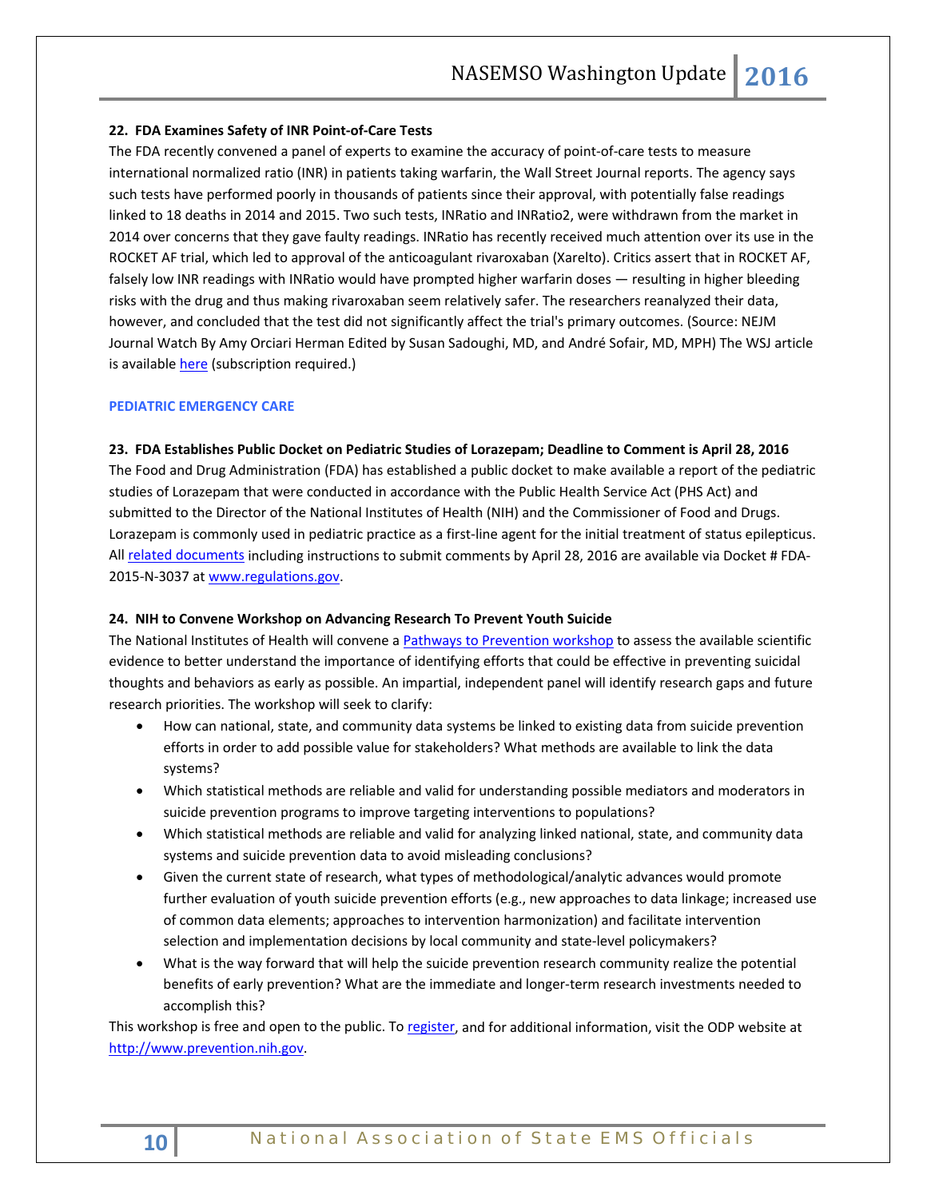**22. FDA Examines Safety of INR Point-of-Care Tests**

The FDA recently convened a panel of experts to examine the accuracy of point-of-care tests to measure international normalized ratio (INR) in patients taking warfarin, the Wall Street Journal reports. The agency says such tests have performed poorly in thousands of patients since their approval, with potentially false readings linked to 18 deaths in 2014 and 2015. Two such tests, INRatio and INRatio2, were withdrawn from the market in 2014 over concerns that they gave faulty readings. INRatio has recently received much attention over its use in the ROCKET AF trial, which led to approval of the anticoagulant rivaroxaban (Xarelto). Critics assert that in ROCKET AF, falsely low INR readings with INRatio would have prompted higher warfarin doses — resulting in higher bleeding risks with the drug and thus making rivaroxaban seem relatively safer. The researchers reanalyzed their data, however, and concluded that the test did not significantly affect the trial's primary outcomes. (Source: NEJM Journal Watch By Amy Orciari Herman Edited by Susan Sadoughi, MD, and André Sofair, MD, MPH) The WSJ article is available here (subscription required.)

## PEDIATRIC EMERGENCY CARE

**23. FDA Establishes Public Docket on Pediatric Studies of Lorazepam; Deadline to Comment is April 28, 2016**

The Food and Drug Administration (FDA) has established a public docket to make available a report of the pediatric studies of Lorazepam that were conducted in accordance with the Public Health Service Act (PHS Act) and submitted to the Director of the National Institutes of Health (NIH) and the Commissioner of Food and Drugs. Lorazepam is commonly used in pediatric practice as a first-line agent for the initial treatment of status epilepticus. All related documents including instructions to submit comments by April 28, 2016 are available via Docket # FDA-2015-N-3037 at www.regulations.gov.

**24. NIH to Convene Workshop on Advancing Research To Prevent Youth Suicide**

The National Institutes of Health will convene a Pathways to Prevention workshop to assess the available scientific evidence to better understand the importance of identifying efforts that could be effective in preventing suicidal thoughts and behaviors as early as possible. An impartial, independent panel will identify research gaps and future research priorities. The workshop will seek to clarify:

- How can national, state, and community data systems be linked to existing data from suicide prevention efforts in order to add possible value for stakeholders? What methods are available to link the data systems?
- Which statistical methods are reliable and valid for understanding possible mediators and moderators in suicide prevention programs to improve targeting interventions to populations?
- Which statistical methods are reliable and valid for analyzing linked national, state, and community data systems and suicide prevention data to avoid misleading conclusions?
- Given the current state of research, what types of methodological/analytic advances would promote further evaluation of youth suicide prevention efforts (e.g., new approaches to data linkage; increased use of common data elements; approaches to intervention harmonization) and facilitate intervention selection and implementation decisions by local community and state-level policymakers?
- What is the way forward that will help the suicide prevention research community realize the potential benefits of early prevention? What are the immediate and longer-term research investments needed to accomplish this?

This workshop is free and open to the public. To register, and for additional information, visit the ODP website at http://www.prevention.nih.gov.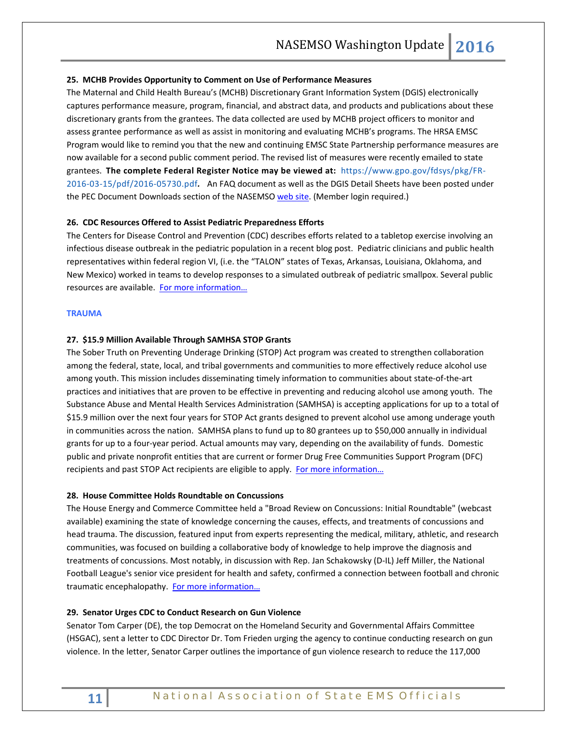**25. MCHB Provides Opportunity to Comment on Use of Performance Measures**

The Maternal and Child Health Bureau's (MCHB) Discretionary Grant Information System (DGIS) electronically captures performance measure, program, financial, and abstract data, and products and publications about these discretionary grants from the grantees. The data collected are used by MCHB project officers to monitor and assess grantee performance as well as assist in monitoring and evaluating MCHB's programs. The HRSA EMSC Program would like to remind you that the new and continuing EMSC State Partnership performance measures are now available for a second public comment period. The revised list of measures were recently emailed to state grantees. **The complete Federal Register Notice may be viewed at:** https://www.gpo.gov/fdsys/pkg/FR-2016-03-15/pdf/2016-05730.pdf. An FAQ document as well as the DGIS Detail Sheets have been posted under the PEC Document Downloads section of the NASEMSO web site. (Member login required.)

**26. CDC Resources Offered to Assist Pediatric Preparedness Efforts**

The Centers for Disease Control and Prevention (CDC) describes efforts related to a tabletop exercise involving an infectious disease outbreak in the pediatric population in a recent blog post. Pediatric clinicians and public health representatives within federal region VI, (i.e. the "TALON" states of Texas, Arkansas, Louisiana, Oklahoma, and New Mexico) worked in teams to develop responses to a simulated outbreak of pediatric smallpox. Several public resources are available. For more information…

## TRAUMA

**27. $15.9 Million Available Through SAMHSA STOP Grants**

The Sober Truth on Preventing Underage Drinking (STOP) Act program was created to strengthen collaboration among the federal, state, local, and tribal governments and communities to more effectively reduce alcohol use among youth. This mission includes disseminating timely information to communities about state-of-the-art practices and initiatives that are proven to be effective in preventing and reducing alcohol use among youth. The Substance Abuse and Mental Health Services Administration (SAMHSA) is accepting applications for up to a total of $15.9 million over the next four years for STOP Act grants designed to prevent alcohol use among underage youth in communities across the nation. SAMHSA plans to fund up to 80 grantees up to $50,000 annually in individual grants for up to a four-year period. Actual amounts may vary, depending on the availability of funds. Domestic public and private nonprofit entities that are current or former Drug Free Communities Support Program (DFC) recipients and past STOP Act recipients are eligible to apply. For more information…

**28. House Committee Holds Roundtable on Concussions**

The House Energy and Commerce Committee held a "Broad Review on Concussions: Initial Roundtable" (webcast available) examining the state of knowledge concerning the causes, effects, and treatments of concussions and head trauma. The discussion, featured input from experts representing the medical, military, athletic, and research communities, was focused on building a collaborative body of knowledge to help improve the diagnosis and treatments of concussions. Most notably, in discussion with Rep. Jan Schakowsky (D-IL) Jeff Miller, the National Football League's senior vice president for health and safety, confirmed a connection between football and chronic traumatic encephalopathy. For more information…

**29. Senator Urges CDC to Conduct Research on Gun Violence**

Senator Tom Carper (DE), the top Democrat on the Homeland Security and Governmental Affairs Committee (HSGAC), sent a letter to CDC Director Dr. Tom Frieden urging the agency to continue conducting research on gun violence. In the letter, Senator Carper outlines the importance of gun violence research to reduce the 117,000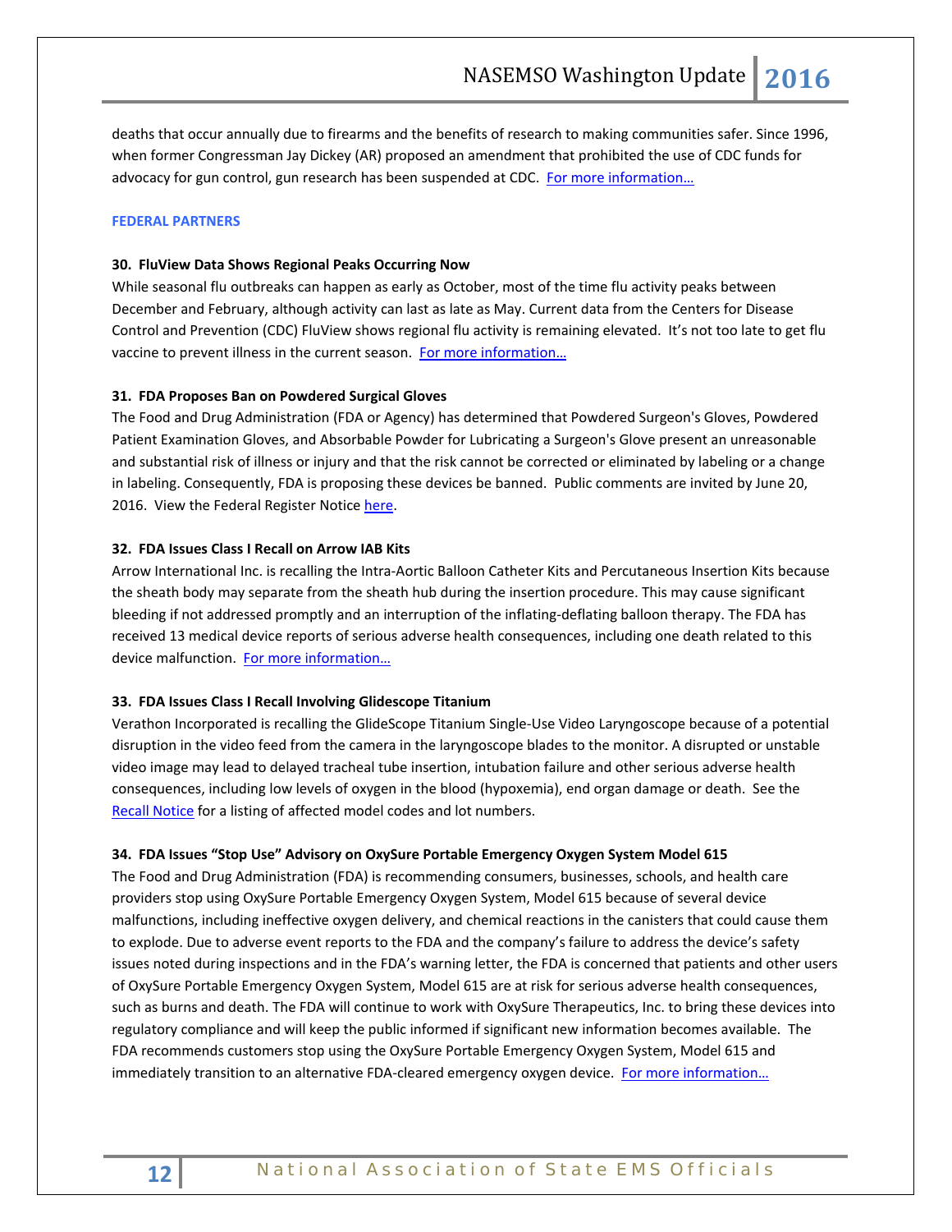deaths that occur annually due to firearms and the benefits of research to making communities safer. Since 1996, when former Congressman Jay Dickey (AR) proposed an amendment that prohibited the use of CDC funds for advocacy for gun control, gun research has been suspended at CDC. [For more information…]()

## FEDERAL PARTNERS

### 30. FluView Data Shows Regional Peaks Occurring Now

While seasonal flu outbreaks can happen as early as October, most of the time flu activity peaks between December and February, although activity can last as late as May. Current data from the Centers for Disease Control and Prevention (CDC) FluView shows regional flu activity is remaining elevated. It's not too late to get flu vaccine to prevent illness in the current season. [For more information…]()

### 31. FDA Proposes Ban on Powdered Surgical Gloves

The Food and Drug Administration (FDA or Agency) has determined that Powdered Surgeon's Gloves, Powdered Patient Examination Gloves, and Absorbable Powder for Lubricating a Surgeon's Glove present an unreasonable and substantial risk of illness or injury and that the risk cannot be corrected or eliminated by labeling or a change in labeling. Consequently, FDA is proposing these devices be banned. Public comments are invited by June 20, 2016. View the Federal Register Notice [here]().

### 32. FDA Issues Class I Recall on Arrow IAB Kits

Arrow International Inc. is recalling the Intra-Aortic Balloon Catheter Kits and Percutaneous Insertion Kits because the sheath body may separate from the sheath hub during the insertion procedure. This may cause significant bleeding if not addressed promptly and an interruption of the inflating-deflating balloon therapy. The FDA has received 13 medical device reports of serious adverse health consequences, including one death related to this device malfunction. [For more information…]()

### 33. FDA Issues Class I Recall Involving Glidescope Titanium

Verathon Incorporated is recalling the GlideScope Titanium Single-Use Video Laryngoscope because of a potential disruption in the video feed from the camera in the laryngoscope blades to the monitor. A disrupted or unstable video image may lead to delayed tracheal tube insertion, intubation failure and other serious adverse health consequences, including low levels of oxygen in the blood (hypoxemia), end organ damage or death. See the [Recall Notice]() for a listing of affected model codes and lot numbers.

### 34. FDA Issues "Stop Use" Advisory on OxySure Portable Emergency Oxygen System Model 615

The Food and Drug Administration (FDA) is recommending consumers, businesses, schools, and health care providers stop using OxySure Portable Emergency Oxygen System, Model 615 because of several device malfunctions, including ineffective oxygen delivery, and chemical reactions in the canisters that could cause them to explode. Due to adverse event reports to the FDA and the company's failure to address the device's safety issues noted during inspections and in the FDA's warning letter, the FDA is concerned that patients and other users of OxySure Portable Emergency Oxygen System, Model 615 are at risk for serious adverse health consequences, such as burns and death. The FDA will continue to work with OxySure Therapeutics, Inc. to bring these devices into regulatory compliance and will keep the public informed if significant new information becomes available. The FDA recommends customers stop using the OxySure Portable Emergency Oxygen System, Model 615 and immediately transition to an alternative FDA-cleared emergency oxygen device. [For more information…]()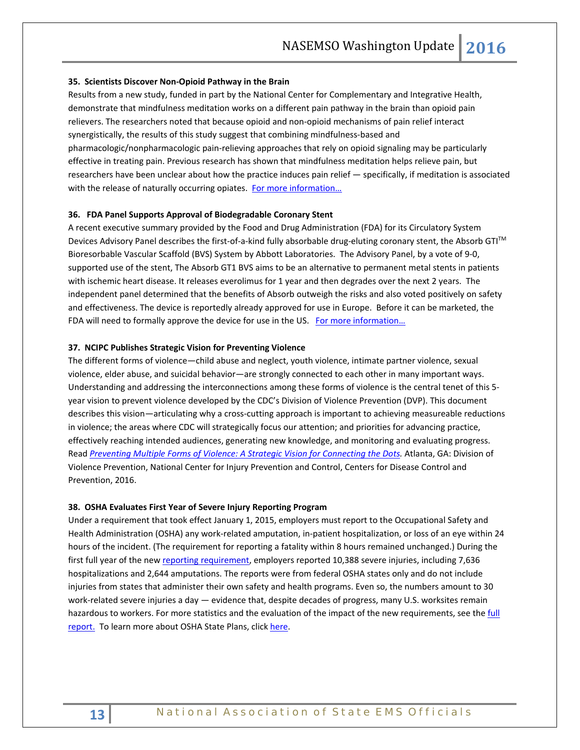### 35. Scientists Discover Non-Opioid Pathway in the Brain

Results from a new study, funded in part by the National Center for Complementary and Integrative Health, demonstrate that mindfulness meditation works on a different pain pathway in the brain than opioid pain relievers. The researchers noted that because opioid and non-opioid mechanisms of pain relief interact synergistically, the results of this study suggest that combining mindfulness-based and pharmacologic/nonpharmacologic pain-relieving approaches that rely on opioid signaling may be particularly effective in treating pain. Previous research has shown that mindfulness meditation helps relieve pain, but researchers have been unclear about how the practice induces pain relief — specifically, if meditation is associated with the release of naturally occurring opiates. For more information…

### 36. FDA Panel Supports Approval of Biodegradable Coronary Stent

A recent executive summary provided by the Food and Drug Administration (FDA) for its Circulatory System Devices Advisory Panel describes the first-of-a-kind fully absorbable drug-eluting coronary stent, the Absorb GTI™ Bioresorbable Vascular Scaffold (BVS) System by Abbott Laboratories. The Advisory Panel, by a vote of 9-0, supported use of the stent, The Absorb GT1 BVS aims to be an alternative to permanent metal stents in patients with ischemic heart disease. It releases everolimus for 1 year and then degrades over the next 2 years. The independent panel determined that the benefits of Absorb outweigh the risks and also voted positively on safety and effectiveness. The device is reportedly already approved for use in Europe. Before it can be marketed, the FDA will need to formally approve the device for use in the US. For more information…

### 37. NCIPC Publishes Strategic Vision for Preventing Violence

The different forms of violence—child abuse and neglect, youth violence, intimate partner violence, sexual violence, elder abuse, and suicidal behavior—are strongly connected to each other in many important ways. Understanding and addressing the interconnections among these forms of violence is the central tenet of this 5-year vision to prevent violence developed by the CDC's Division of Violence Prevention (DVP). This document describes this vision—articulating why a cross-cutting approach is important to achieving measureable reductions in violence; the areas where CDC will strategically focus our attention; and priorities for advancing practice, effectively reaching intended audiences, generating new knowledge, and monitoring and evaluating progress. Read *Preventing Multiple Forms of Violence: A Strategic Vision for Connecting the Dots.* Atlanta, GA: Division of Violence Prevention, National Center for Injury Prevention and Control, Centers for Disease Control and Prevention, 2016.

### 38. OSHA Evaluates First Year of Severe Injury Reporting Program

Under a requirement that took effect January 1, 2015, employers must report to the Occupational Safety and Health Administration (OSHA) any work-related amputation, in-patient hospitalization, or loss of an eye within 24 hours of the incident. (The requirement for reporting a fatality within 8 hours remained unchanged.) During the first full year of the new reporting requirement, employers reported 10,388 severe injuries, including 7,636 hospitalizations and 2,644 amputations. The reports were from federal OSHA states only and do not include injuries from states that administer their own safety and health programs. Even so, the numbers amount to 30 work-related severe injuries a day — evidence that, despite decades of progress, many U.S. worksites remain hazardous to workers. For more statistics and the evaluation of the impact of the new requirements, see the full report. To learn more about OSHA State Plans, click here.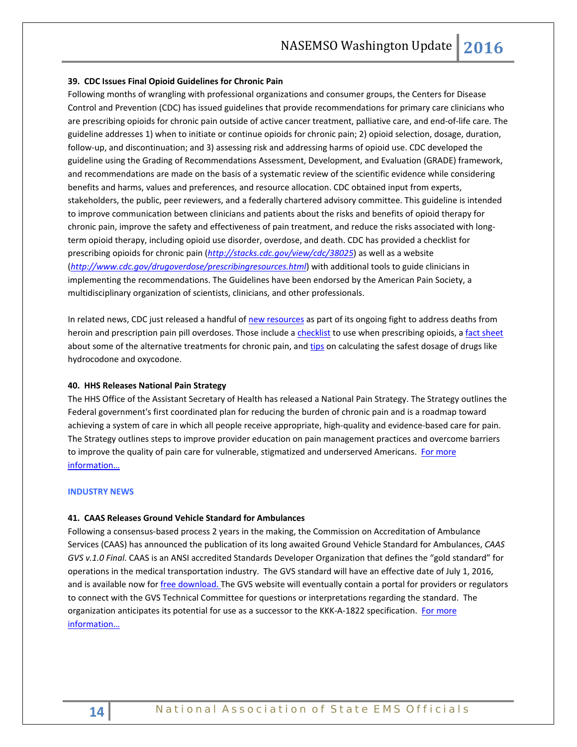### 39. CDC Issues Final Opioid Guidelines for Chronic Pain

Following months of wrangling with professional organizations and consumer groups, the Centers for Disease Control and Prevention (CDC) has issued guidelines that provide recommendations for primary care clinicians who are prescribing opioids for chronic pain outside of active cancer treatment, palliative care, and end-of-life care. The guideline addresses 1) when to initiate or continue opioids for chronic pain; 2) opioid selection, dosage, duration, follow-up, and discontinuation; and 3) assessing risk and addressing harms of opioid use. CDC developed the guideline using the Grading of Recommendations Assessment, Development, and Evaluation (GRADE) framework, and recommendations are made on the basis of a systematic review of the scientific evidence while considering benefits and harms, values and preferences, and resource allocation. CDC obtained input from experts, stakeholders, the public, peer reviewers, and a federally chartered advisory committee. This guideline is intended to improve communication between clinicians and patients about the risks and benefits of opioid therapy for chronic pain, improve the safety and effectiveness of pain treatment, and reduce the risks associated with long-term opioid therapy, including opioid use disorder, overdose, and death. CDC has provided a checklist for prescribing opioids for chronic pain (*http://stacks.cdc.gov/view/cdc/38025*) as well as a website (*http://www.cdc.gov/drugoverdose/prescribingresources.html*) with additional tools to guide clinicians in implementing the recommendations. The Guidelines have been endorsed by the American Pain Society, a multidisciplinary organization of scientists, clinicians, and other professionals.

In related news, CDC just released a handful of new resources as part of its ongoing fight to address deaths from heroin and prescription pain pill overdoses. Those include a checklist to use when prescribing opioids, a fact sheet about some of the alternative treatments for chronic pain, and tips on calculating the safest dosage of drugs like hydrocodone and oxycodone.

### 40. HHS Releases National Pain Strategy

The HHS Office of the Assistant Secretary of Health has released a National Pain Strategy. The Strategy outlines the Federal government's first coordinated plan for reducing the burden of chronic pain and is a roadmap toward achieving a system of care in which all people receive appropriate, high-quality and evidence-based care for pain. The Strategy outlines steps to improve provider education on pain management practices and overcome barriers to improve the quality of pain care for vulnerable, stigmatized and underserved Americans. For more information…

## INDUSTRY NEWS

### 41. CAAS Releases Ground Vehicle Standard for Ambulances

Following a consensus-based process 2 years in the making, the Commission on Accreditation of Ambulance Services (CAAS) has announced the publication of its long awaited Ground Vehicle Standard for Ambulances, *CAAS GVS v.1.0 Final.* CAAS is an ANSI accredited Standards Developer Organization that defines the "gold standard" for operations in the medical transportation industry. The GVS standard will have an effective date of July 1, 2016, and is available now for free download. The GVS website will eventually contain a portal for providers or regulators to connect with the GVS Technical Committee for questions or interpretations regarding the standard. The organization anticipates its potential for use as a successor to the KKK-A-1822 specification. For more information…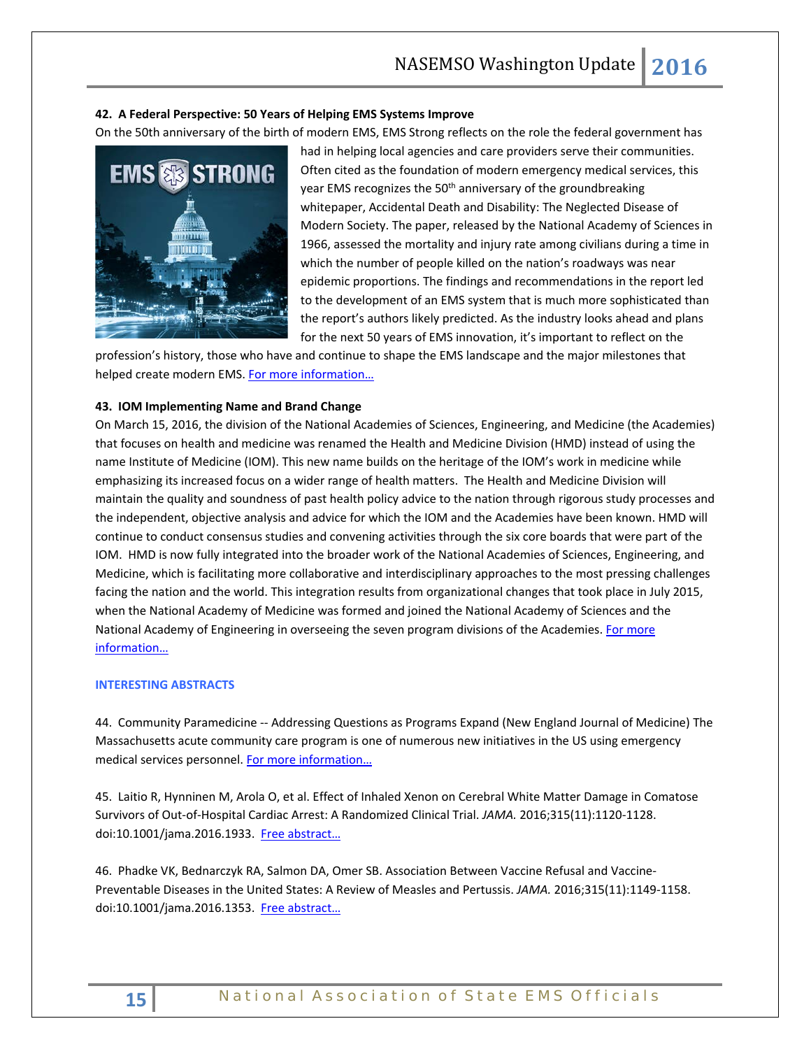**42. A Federal Perspective: 50 Years of Helping EMS Systems Improve**

On the 50th anniversary of the birth of modern EMS, EMS Strong reflects on the role the federal government has had in helping local agencies and care providers serve their communities. Often cited as the foundation of modern emergency medical services, this year EMS recognizes the 50th anniversary of the groundbreaking whitepaper, Accidental Death and Disability: The Neglected Disease of Modern Society. The paper, released by the National Academy of Sciences in 1966, assessed the mortality and injury rate among civilians during a time in which the number of people killed on the nation's roadways was near epidemic proportions. The findings and recommendations in the report led to the development of an EMS system that is much more sophisticated than the report's authors likely predicted. As the industry looks ahead and plans for the next 50 years of EMS innovation, it's important to reflect on the profession's history, those who have and continue to shape the EMS landscape and the major milestones that helped create modern EMS. For more information…

**43. IOM Implementing Name and Brand Change**

On March 15, 2016, the division of the National Academies of Sciences, Engineering, and Medicine (the Academies) that focuses on health and medicine was renamed the Health and Medicine Division (HMD) instead of using the name Institute of Medicine (IOM). This new name builds on the heritage of the IOM's work in medicine while emphasizing its increased focus on a wider range of health matters. The Health and Medicine Division will maintain the quality and soundness of past health policy advice to the nation through rigorous study processes and the independent, objective analysis and advice for which the IOM and the Academies have been known. HMD will continue to conduct consensus studies and convening activities through the six core boards that were part of the IOM. HMD is now fully integrated into the broader work of the National Academies of Sciences, Engineering, and Medicine, which is facilitating more collaborative and interdisciplinary approaches to the most pressing challenges facing the nation and the world. This integration results from organizational changes that took place in July 2015, when the National Academy of Medicine was formed and joined the National Academy of Sciences and the National Academy of Engineering in overseeing the seven program divisions of the Academies. For more information…

## INTERESTING ABSTRACTS

44. Community Paramedicine -- Addressing Questions as Programs Expand (New England Journal of Medicine) The Massachusetts acute community care program is one of numerous new initiatives in the US using emergency medical services personnel. For more information…

45. Laitio R, Hynninen M, Arola O, et al. Effect of Inhaled Xenon on Cerebral White Matter Damage in Comatose Survivors of Out-of-Hospital Cardiac Arrest: A Randomized Clinical Trial. *JAMA.* 2016;315(11):1120-1128. doi:10.1001/jama.2016.1933. Free abstract…

46. Phadke VK, Bednarczyk RA, Salmon DA, Omer SB. Association Between Vaccine Refusal and Vaccine-Preventable Diseases in the United States: A Review of Measles and Pertussis. *JAMA.* 2016;315(11):1149-1158. doi:10.1001/jama.2016.1353. Free abstract…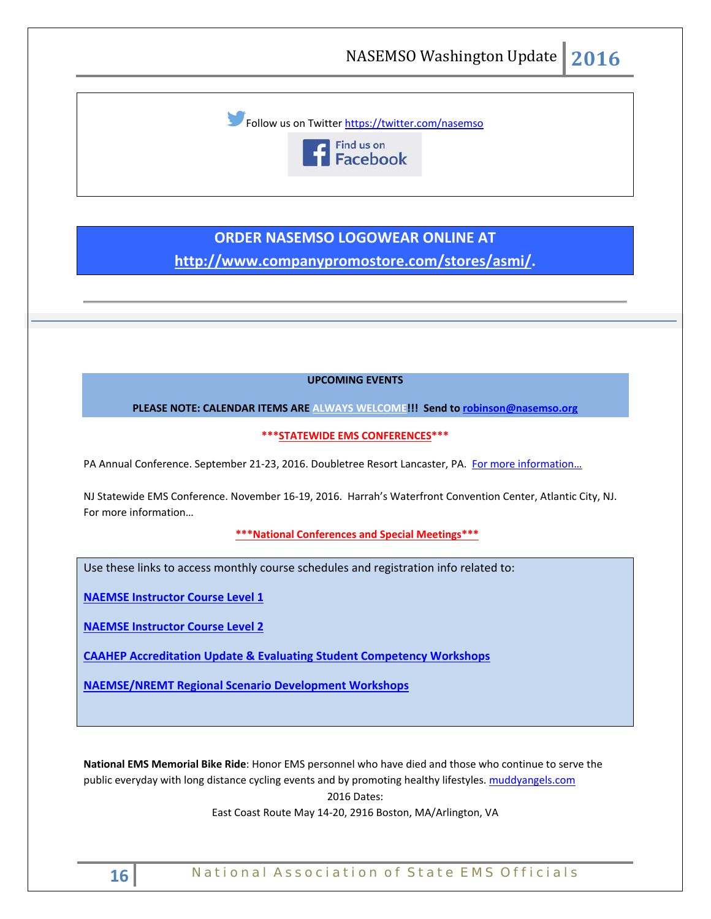Follow us on Twitter https://twitter.com/nasemso

Find us on Facebook

**ORDER NASEMSO LOGOWEAR ONLINE AT**
**http://www.companypromostore.com/stores/asmi/.**

---

**UPCOMING EVENTS**

**PLEASE NOTE: CALENDAR ITEMS ARE ALWAYS WELCOME!!! Send to robinson@nasemso.org**

**\*\*\*STATEWIDE EMS CONFERENCES\*\*\***

PA Annual Conference. September 21-23, 2016. Doubletree Resort Lancaster, PA. For more information…

NJ Statewide EMS Conference. November 16-19, 2016. Harrah's Waterfront Convention Center, Atlantic City, NJ. For more information…

**\*\*\*National Conferences and Special Meetings\*\*\***

Use these links to access monthly course schedules and registration info related to:

**NAEMSE Instructor Course Level 1**

**NAEMSE Instructor Course Level 2**

**CAAHEP Accreditation Update & Evaluating Student Competency Workshops**

**NAEMSE/NREMT Regional Scenario Development Workshops**

**National EMS Memorial Bike Ride**: Honor EMS personnel who have died and those who continue to serve the public everyday with long distance cycling events and by promoting healthy lifestyles. muddyangels.com

2016 Dates:

East Coast Route May 14-20, 2916 Boston, MA/Arlington, VA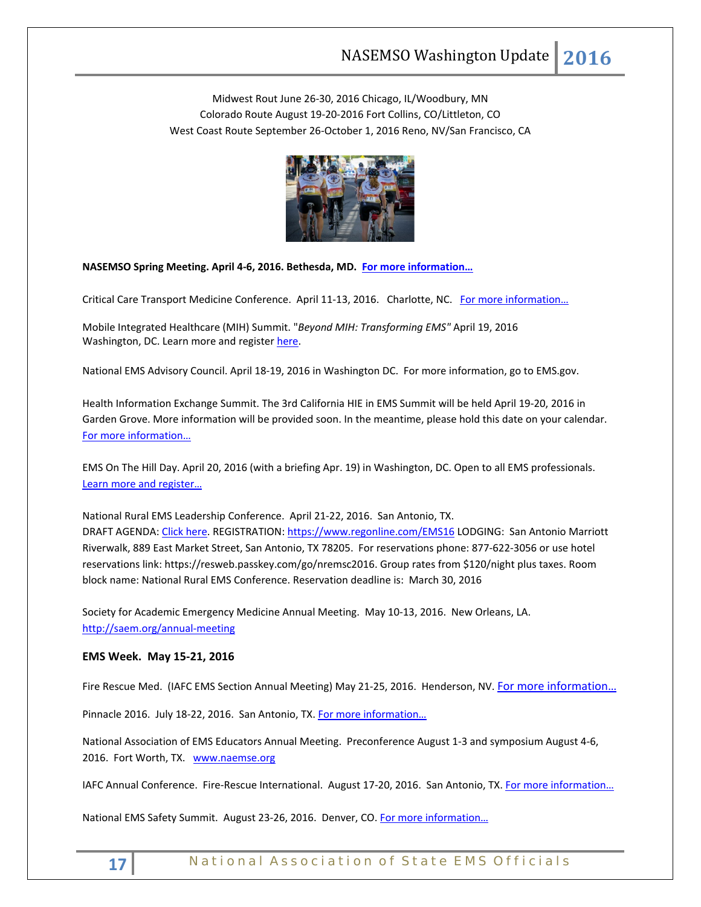Midwest Rout June 26-30, 2016 Chicago, IL/Woodbury, MN
Colorado Route August 19-20-2016 Fort Collins, CO/Littleton, CO
West Coast Route September 26-October 1, 2016 Reno, NV/San Francisco, CA

**NASEMSO Spring Meeting. April 4-6, 2016. Bethesda, MD. For more information…**

Critical Care Transport Medicine Conference. April 11-13, 2016. Charlotte, NC. For more information…

Mobile Integrated Healthcare (MIH) Summit. "*Beyond MIH: Transforming EMS*" April 19, 2016 Washington, DC. Learn more and register here.

National EMS Advisory Council. April 18-19, 2016 in Washington DC. For more information, go to EMS.gov.

Health Information Exchange Summit. The 3rd California HIE in EMS Summit will be held April 19-20, 2016 in Garden Grove. More information will be provided soon. In the meantime, please hold this date on your calendar. For more information…

EMS On The Hill Day. April 20, 2016 (with a briefing Apr. 19) in Washington, DC. Open to all EMS professionals. Learn more and register…

National Rural EMS Leadership Conference. April 21-22, 2016. San Antonio, TX.
DRAFT AGENDA: Click here. REGISTRATION: https://www.regonline.com/EMS16 LODGING: San Antonio Marriott Riverwalk, 889 East Market Street, San Antonio, TX 78205. For reservations phone: 877-622-3056 or use hotel reservations link: https://resweb.passkey.com/go/nremsc2016. Group rates from $120/night plus taxes. Room block name: National Rural EMS Conference. Reservation deadline is: March 30, 2016

Society for Academic Emergency Medicine Annual Meeting. May 10-13, 2016. New Orleans, LA. http://saem.org/annual-meeting

**EMS Week. May 15-21, 2016**

Fire Rescue Med. (IAFC EMS Section Annual Meeting) May 21-25, 2016. Henderson, NV. For more information…

Pinnacle 2016. July 18-22, 2016. San Antonio, TX. For more information…

National Association of EMS Educators Annual Meeting. Preconference August 1-3 and symposium August 4-6, 2016. Fort Worth, TX. www.naemse.org

IAFC Annual Conference. Fire-Rescue International. August 17-20, 2016. San Antonio, TX. For more information…

National EMS Safety Summit. August 23-26, 2016. Denver, CO. For more information…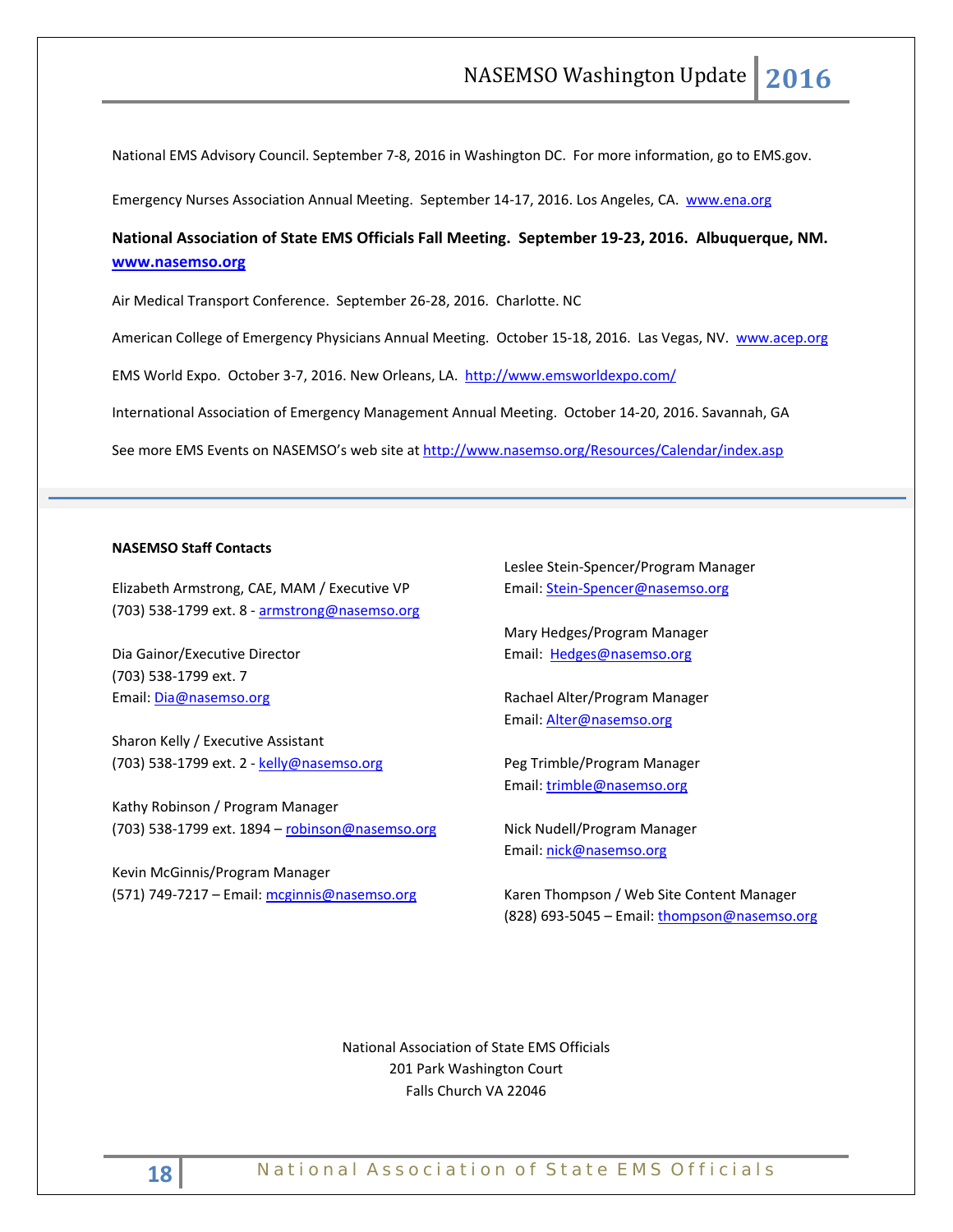National EMS Advisory Council. September 7-8, 2016 in Washington DC. For more information, go to EMS.gov.

Emergency Nurses Association Annual Meeting. September 14-17, 2016. Los Angeles, CA. www.ena.org

**National Association of State EMS Officials Fall Meeting. September 19-23, 2016. Albuquerque, NM. www.nasemso.org**

Air Medical Transport Conference. September 26-28, 2016. Charlotte. NC

American College of Emergency Physicians Annual Meeting. October 15-18, 2016. Las Vegas, NV. www.acep.org

EMS World Expo. October 3-7, 2016. New Orleans, LA. http://www.emsworldexpo.com/

International Association of Emergency Management Annual Meeting. October 14-20, 2016. Savannah, GA

See more EMS Events on NASEMSO's web site at http://www.nasemso.org/Resources/Calendar/index.asp

---

**NASEMSO Staff Contacts**

Elizabeth Armstrong, CAE, MAM / Executive VP
(703) 538-1799 ext. 8 - armstrong@nasemso.org

Dia Gainor/Executive Director
(703) 538-1799 ext. 7
Email: Dia@nasemso.org

Sharon Kelly / Executive Assistant
(703) 538-1799 ext. 2 - kelly@nasemso.org

Kathy Robinson / Program Manager
(703) 538-1799 ext. 1894 – robinson@nasemso.org

Kevin McGinnis/Program Manager
(571) 749-7217 – Email: mcginnis@nasemso.org

Leslee Stein-Spencer/Program Manager
Email: Stein-Spencer@nasemso.org

Mary Hedges/Program Manager
Email: Hedges@nasemso.org

Rachael Alter/Program Manager
Email: Alter@nasemso.org

Peg Trimble/Program Manager
Email: trimble@nasemso.org

Nick Nudell/Program Manager
Email: nick@nasemso.org

Karen Thompson / Web Site Content Manager
(828) 693-5045 – Email: thompson@nasemso.org

National Association of State EMS Officials
201 Park Washington Court
Falls Church VA 22046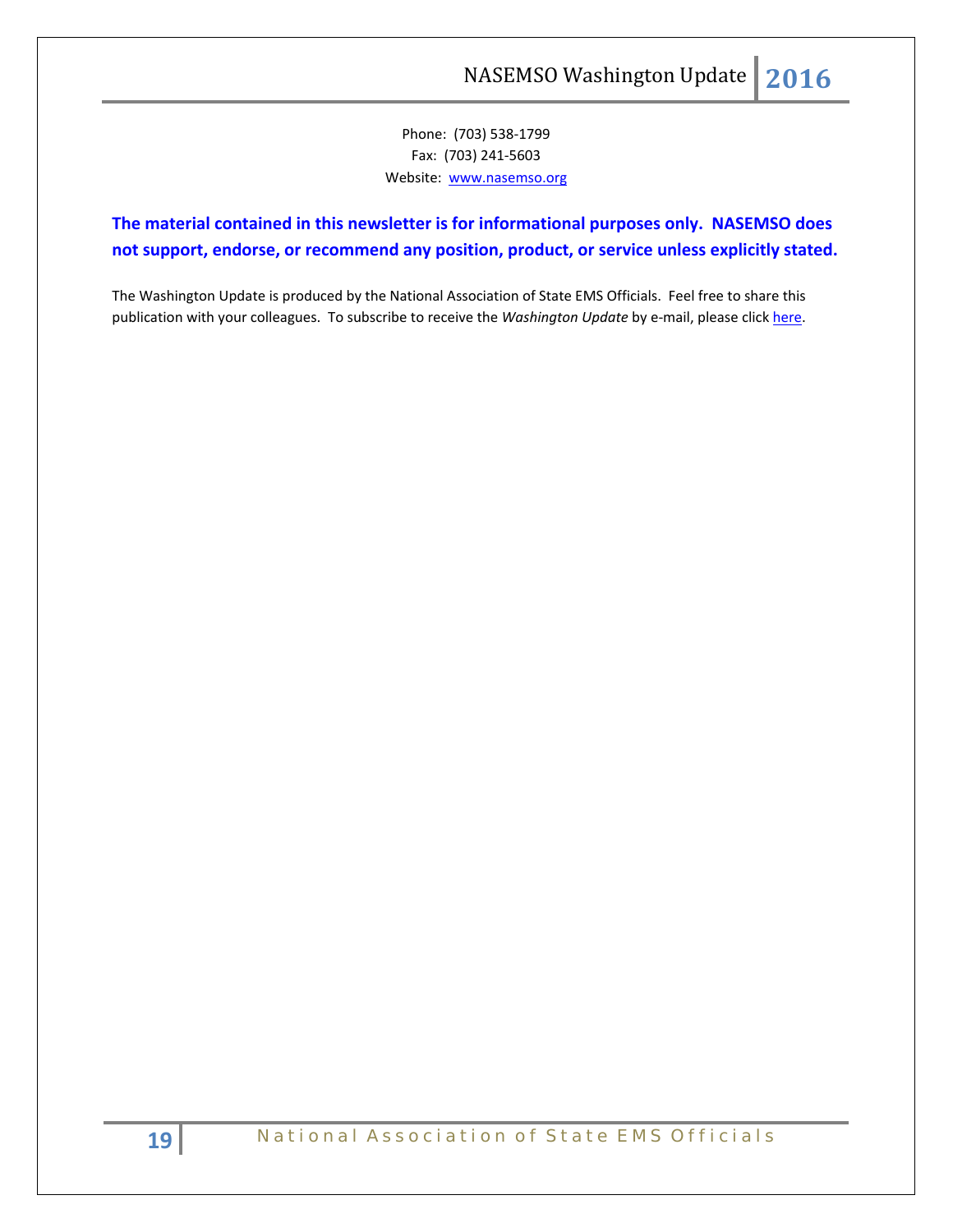Phone: (703) 538-1799
Fax: (703) 241-5603
Website: [www.nasemso.org](http://www.nasemso.org)

**The material contained in this newsletter is for informational purposes only. NASEMSO does not support, endorse, or recommend any position, product, or service unless explicitly stated.**

The Washington Update is produced by the National Association of State EMS Officials. Feel free to share this publication with your colleagues. To subscribe to receive the *Washington Update* by e-mail, please click here.